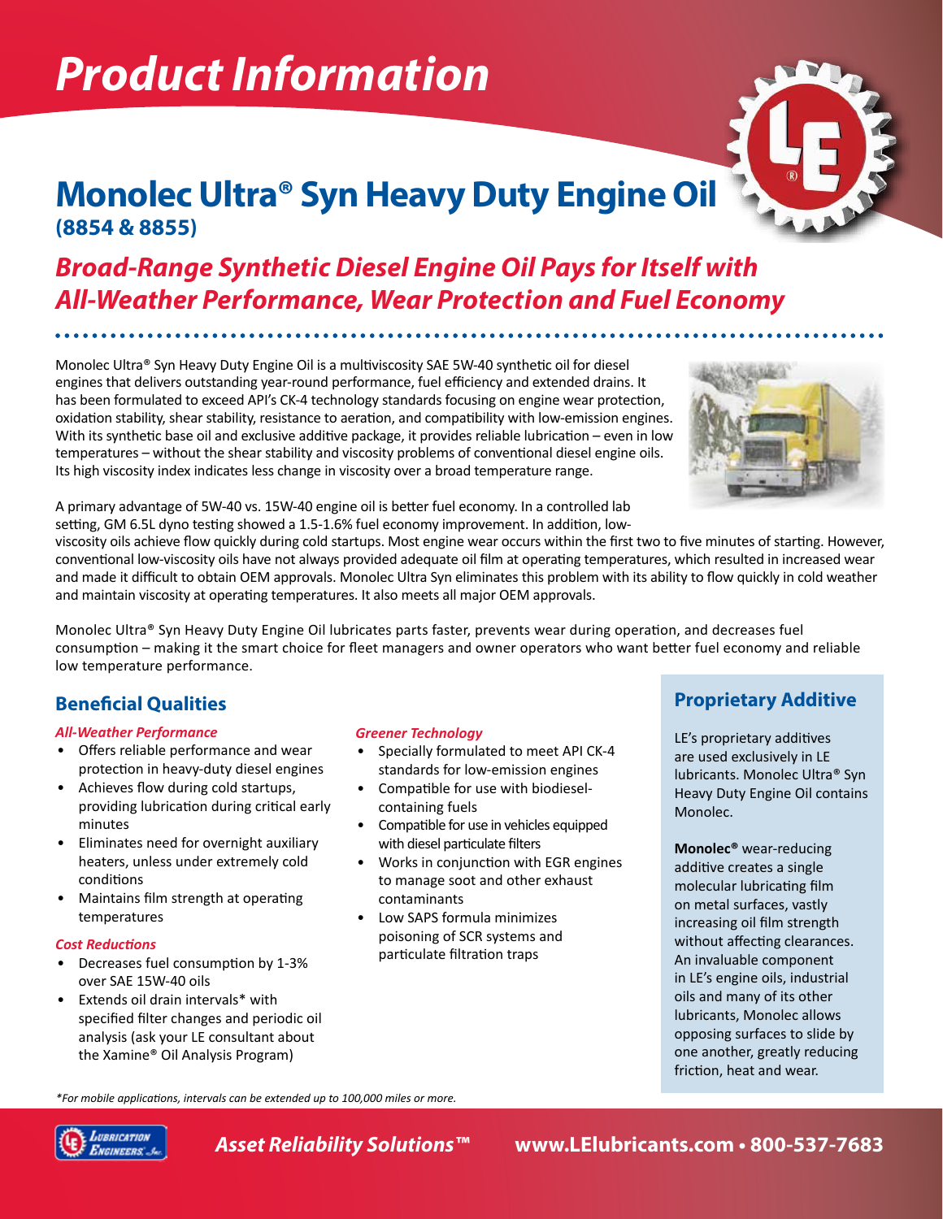# Product Information

## Monolec Ultra® Syn Heavy Duty Engine Oil
**(8854 & 8855)**

### *Broad-Range Synthetic Diesel Engine Oil Pays for Itself with All-Weather Performance, Wear Protection and Fuel Economy*

Monolec Ultra® Syn Heavy Duty Engine Oil is a multiviscosity SAE 5W-40 synthetic oil for diesel engines that delivers outstanding year-round performance, fuel efficiency and extended drains. It has been formulated to exceed API's CK-4 technology standards focusing on engine wear protection, oxidation stability, shear stability, resistance to aeration, and compatibility with low-emission engines. With its synthetic base oil and exclusive additive package, it provides reliable lubrication – even in low temperatures – without the shear stability and viscosity problems of conventional diesel engine oils. Its high viscosity index indicates less change in viscosity over a broad temperature range.

A primary advantage of 5W-40 vs. 15W-40 engine oil is better fuel economy. In a controlled lab setting, GM 6.5L dyno testing showed a 1.5-1.6% fuel economy improvement. In addition, low-viscosity oils achieve flow quickly during cold startups. Most engine wear occurs within the first two to five minutes of starting. However, conventional low-viscosity oils have not always provided adequate oil film at operating temperatures, which resulted in increased wear and made it difficult to obtain OEM approvals. Monolec Ultra Syn eliminates this problem with its ability to flow quickly in cold weather and maintain viscosity at operating temperatures. It also meets all major OEM approvals.

Monolec Ultra® Syn Heavy Duty Engine Oil lubricates parts faster, prevents wear during operation, and decreases fuel consumption – making it the smart choice for fleet managers and owner operators who want better fuel economy and reliable low temperature performance.

## Beneficial Qualities

*All-Weather Performance*

- Offers reliable performance and wear protection in heavy-duty diesel engines
- Achieves flow during cold startups, providing lubrication during critical early minutes
- Eliminates need for overnight auxiliary heaters, unless under extremely cold conditions
- Maintains film strength at operating temperatures

*Cost Reductions*

- Decreases fuel consumption by 1-3% over SAE 15W-40 oils
- Extends oil drain intervals* with specified filter changes and periodic oil analysis (ask your LE consultant about the Xamine® Oil Analysis Program)

*Greener Technology*

- Specially formulated to meet API CK-4 standards for low-emission engines
- Compatible for use with biodiesel-containing fuels
- Compatible for use in vehicles equipped with diesel particulate filters
- Works in conjunction with EGR engines to manage soot and other exhaust contaminants
- Low SAPS formula minimizes poisoning of SCR systems and particulate filtration traps

## Proprietary Additive

LE's proprietary additives are used exclusively in LE lubricants. Monolec Ultra® Syn Heavy Duty Engine Oil contains Monolec.

**Monolec®** wear-reducing additive creates a single molecular lubricating film on metal surfaces, vastly increasing oil film strength without affecting clearances. An invaluable component in LE's engine oils, industrial oils and many of its other lubricants, Monolec allows opposing surfaces to slide by one another, greatly reducing friction, heat and wear.

*\*For mobile applications, intervals can be extended up to 100,000 miles or more.*

*Asset Reliability Solutions™* **www.LElubricants.com • 800-537-7683**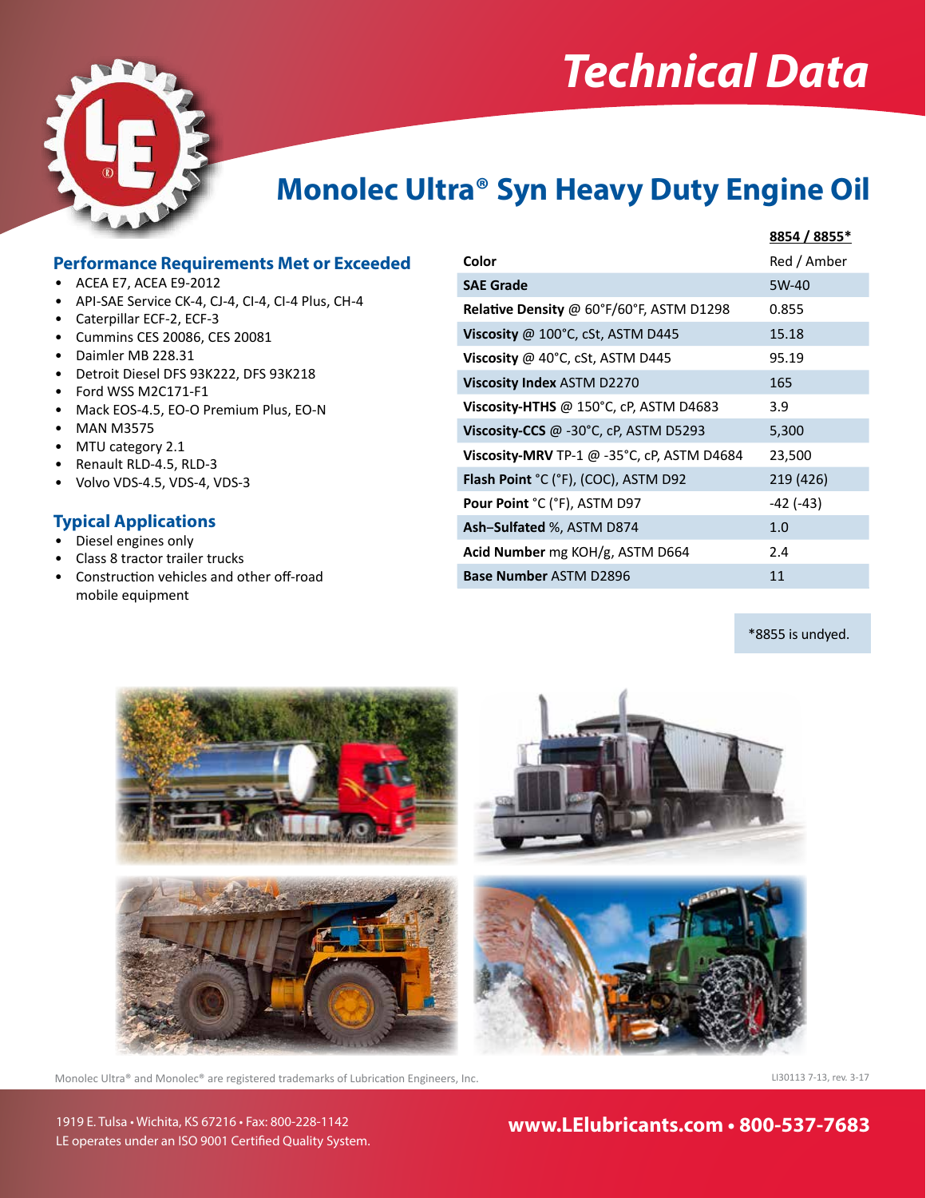# Technical Data

## Monolec Ultra® Syn Heavy Duty Engine Oil

### Performance Requirements Met or Exceeded

- ACEA E7, ACEA E9-2012
- API-SAE Service CK-4, CJ-4, CI-4, CI-4 Plus, CH-4
- Caterpillar ECF-2, ECF-3
- Cummins CES 20086, CES 20081
- Daimler MB 228.31
- Detroit Diesel DFS 93K222, DFS 93K218
- Ford WSS M2C171-F1
- Mack EOS-4.5, EO-O Premium Plus, EO-N
- MAN M3575
- MTU category 2.1
- Renault RLD-4.5, RLD-3
- Volvo VDS-4.5, VDS-4, VDS-3

### Typical Applications

- Diesel engines only
- Class 8 tractor trailer trucks
- Construction vehicles and other off-road mobile equipment

| | 8854 / 8855* |
|---|---|
| **Color** | Red / Amber |
| **SAE Grade** | 5W-40 |
| **Relative Density** @ 60°F/60°F, ASTM D1298 | 0.855 |
| **Viscosity** @ 100°C, cSt, ASTM D445 | 15.18 |
| **Viscosity** @ 40°C, cSt, ASTM D445 | 95.19 |
| **Viscosity Index** ASTM D2270 | 165 |
| **Viscosity-HTHS** @ 150°C, cP, ASTM D4683 | 3.9 |
| **Viscosity-CCS** @ -30°C, cP, ASTM D5293 | 5,300 |
| **Viscosity-MRV** TP-1 @ -35°C, cP, ASTM D4684 | 23,500 |
| **Flash Point** °C (°F), (COC), ASTM D92 | 219 (426) |
| **Pour Point** °C (°F), ASTM D97 | -42 (-43) |
| **Ash–Sulfated** %, ASTM D874 | 1.0 |
| **Acid Number** mg KOH/g, ASTM D664 | 2.4 |
| **Base Number** ASTM D2896 | 11 |

*8855 is undyed.

Monolec Ultra® and Monolec® are registered trademarks of Lubrication Engineers, Inc.

LI30113 7-13, rev. 3-17

1919 E. Tulsa • Wichita, KS 67216 • Fax: 800-228-1142
LE operates under an ISO 9001 Certified Quality System.

**www.LElubricants.com • 800-537-7683**